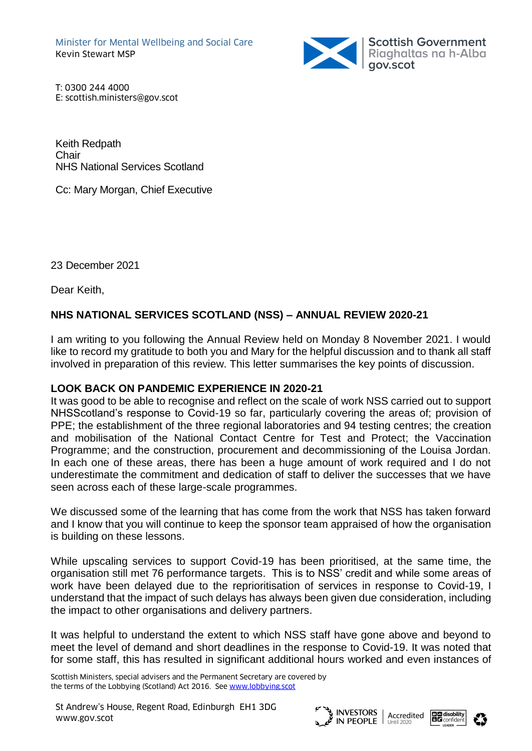Minister for Mental Wellbeing and Social Care
Kevin Stewart MSP

T: 0300 244 4000
E: scottish.ministers@gov.scot

Keith Redpath
Chair
NHS National Services Scotland

Cc: Mary Morgan, Chief Executive

23 December 2021

Dear Keith,

**NHS NATIONAL SERVICES SCOTLAND (NSS) – ANNUAL REVIEW 2020-21**

I am writing to you following the Annual Review held on Monday 8 November 2021. I would like to record my gratitude to both you and Mary for the helpful discussion and to thank all staff involved in preparation of this review. This letter summarises the key points of discussion.

**LOOK BACK ON PANDEMIC EXPERIENCE IN 2020-21**

It was good to be able to recognise and reflect on the scale of work NSS carried out to support NHSScotland's response to Covid-19 so far, particularly covering the areas of; provision of PPE; the establishment of the three regional laboratories and 94 testing centres; the creation and mobilisation of the National Contact Centre for Test and Protect; the Vaccination Programme; and the construction, procurement and decommissioning of the Louisa Jordan. In each one of these areas, there has been a huge amount of work required and I do not underestimate the commitment and dedication of staff to deliver the successes that we have seen across each of these large-scale programmes.

We discussed some of the learning that has come from the work that NSS has taken forward and I know that you will continue to keep the sponsor team appraised of how the organisation is building on these lessons.

While upscaling services to support Covid-19 has been prioritised, at the same time, the organisation still met 76 performance targets. This is to NSS' credit and while some areas of work have been delayed due to the reprioritisation of services in response to Covid-19, I understand that the impact of such delays has always been given due consideration, including the impact to other organisations and delivery partners.

It was helpful to understand the extent to which NSS staff have gone above and beyond to meet the level of demand and short deadlines in the response to Covid-19. It was noted that for some staff, this has resulted in significant additional hours worked and even instances of

Scottish Ministers, special advisers and the Permanent Secretary are covered by the terms of the Lobbying (Scotland) Act 2016. See www.lobbying.scot

St Andrew's House, Regent Road, Edinburgh EH1 3DG
www.gov.scot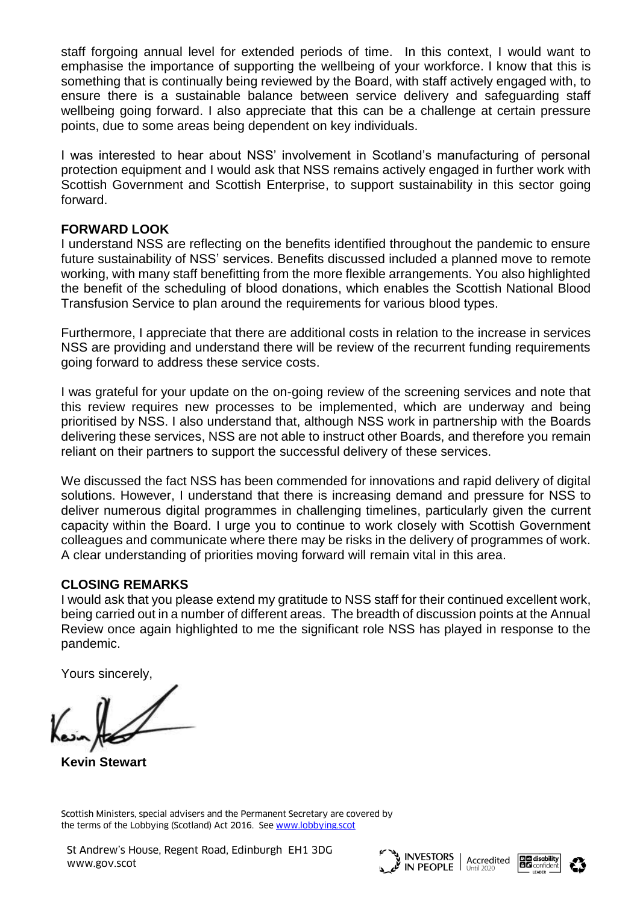staff forgoing annual level for extended periods of time. In this context, I would want to emphasise the importance of supporting the wellbeing of your workforce. I know that this is something that is continually being reviewed by the Board, with staff actively engaged with, to ensure there is a sustainable balance between service delivery and safeguarding staff wellbeing going forward. I also appreciate that this can be a challenge at certain pressure points, due to some areas being dependent on key individuals.

I was interested to hear about NSS' involvement in Scotland's manufacturing of personal protection equipment and I would ask that NSS remains actively engaged in further work with Scottish Government and Scottish Enterprise, to support sustainability in this sector going forward.

**FORWARD LOOK**

I understand NSS are reflecting on the benefits identified throughout the pandemic to ensure future sustainability of NSS' services. Benefits discussed included a planned move to remote working, with many staff benefitting from the more flexible arrangements. You also highlighted the benefit of the scheduling of blood donations, which enables the Scottish National Blood Transfusion Service to plan around the requirements for various blood types.

Furthermore, I appreciate that there are additional costs in relation to the increase in services NSS are providing and understand there will be review of the recurrent funding requirements going forward to address these service costs.

I was grateful for your update on the on-going review of the screening services and note that this review requires new processes to be implemented, which are underway and being prioritised by NSS. I also understand that, although NSS work in partnership with the Boards delivering these services, NSS are not able to instruct other Boards, and therefore you remain reliant on their partners to support the successful delivery of these services.

We discussed the fact NSS has been commended for innovations and rapid delivery of digital solutions. However, I understand that there is increasing demand and pressure for NSS to deliver numerous digital programmes in challenging timelines, particularly given the current capacity within the Board. I urge you to continue to work closely with Scottish Government colleagues and communicate where there may be risks in the delivery of programmes of work. A clear understanding of priorities moving forward will remain vital in this area.

**CLOSING REMARKS**

I would ask that you please extend my gratitude to NSS staff for their continued excellent work, being carried out in a number of different areas. The breadth of discussion points at the Annual Review once again highlighted to me the significant role NSS has played in response to the pandemic.

Yours sincerely,

**Kevin Stewart**

Scottish Ministers, special advisers and the Permanent Secretary are covered by the terms of the Lobbying (Scotland) Act 2016. See www.lobbying.scot

St Andrew's House, Regent Road, Edinburgh EH1 3DG
www.gov.scot